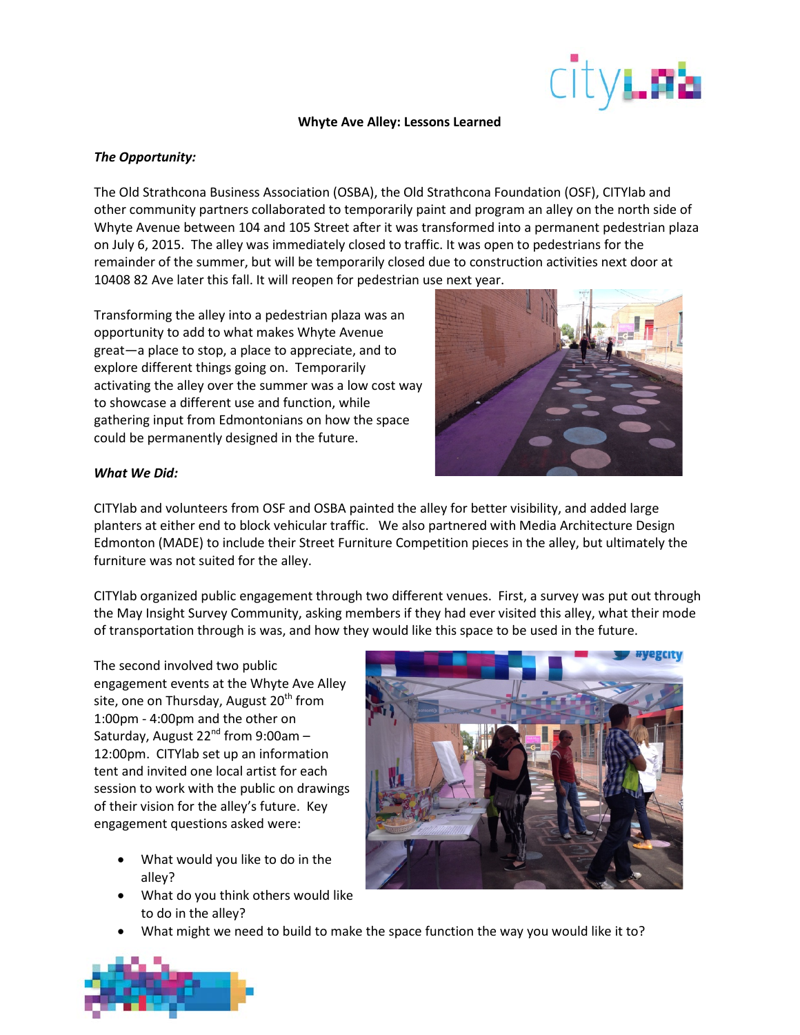# Whyte Ave Alley: Lessons Learned

***The Opportunity:***

The Old Strathcona Business Association (OSBA), the Old Strathcona Foundation (OSF), CITYlab and other community partners collaborated to temporarily paint and program an alley on the north side of Whyte Avenue between 104 and 105 Street after it was transformed into a permanent pedestrian plaza on July 6, 2015. The alley was immediately closed to traffic. It was open to pedestrians for the remainder of the summer, but will be temporarily closed due to construction activities next door at 10408 82 Ave later this fall. It will reopen for pedestrian use next year.

Transforming the alley into a pedestrian plaza was an opportunity to add to what makes Whyte Avenue great—a place to stop, a place to appreciate, and to explore different things going on. Temporarily activating the alley over the summer was a low cost way to showcase a different use and function, while gathering input from Edmontonians on how the space could be permanently designed in the future.

***What We Did:***

CITYlab and volunteers from OSF and OSBA painted the alley for better visibility, and added large planters at either end to block vehicular traffic. We also partnered with Media Architecture Design Edmonton (MADE) to include their Street Furniture Competition pieces in the alley, but ultimately the furniture was not suited for the alley.

CITYlab organized public engagement through two different venues. First, a survey was put out through the May Insight Survey Community, asking members if they had ever visited this alley, what their mode of transportation through is was, and how they would like this space to be used in the future.

The second involved two public engagement events at the Whyte Ave Alley site, one on Thursday, August 20th from 1:00pm - 4:00pm and the other on Saturday, August 22nd from 9:00am – 12:00pm. CITYlab set up an information tent and invited one local artist for each session to work with the public on drawings of their vision for the alley's future. Key engagement questions asked were:

- What would you like to do in the alley?
- What do you think others would like to do in the alley?
- What might we need to build to make the space function the way you would like it to?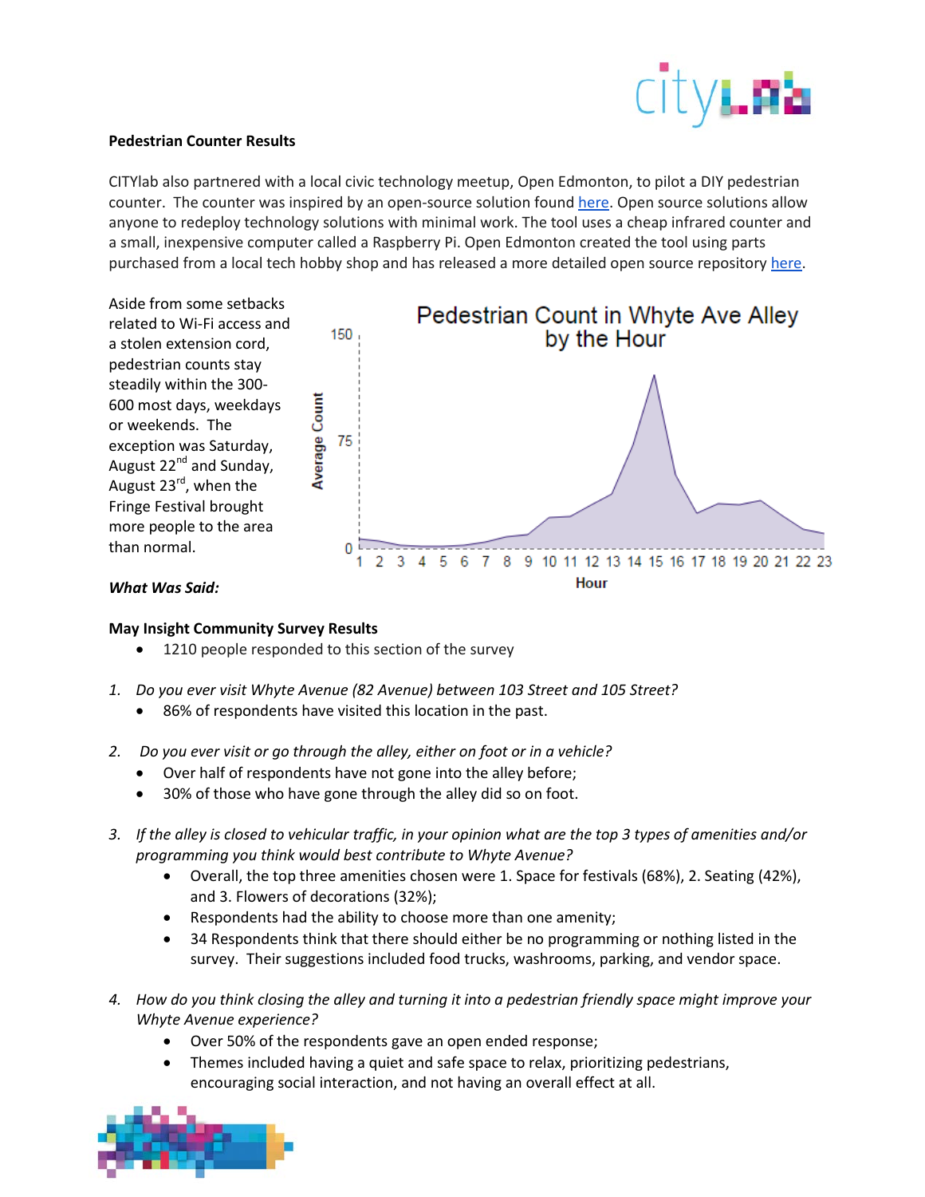**Pedestrian Counter Results**

CITYlab also partnered with a local civic technology meetup, Open Edmonton, to pilot a DIY pedestrian counter. The counter was inspired by an open-source solution found here. Open source solutions allow anyone to redeploy technology solutions with minimal work. The tool uses a cheap infrared counter and a small, inexpensive computer called a Raspberry Pi. Open Edmonton created the tool using parts purchased from a local tech hobby shop and has released a more detailed open source repository here.

Aside from some setbacks related to Wi-Fi access and a stolen extension cord, pedestrian counts stay steadily within the 300-600 most days, weekdays or weekends. The exception was Saturday, August 22nd and Sunday, August 23rd, when the Fringe Festival brought more people to the area than normal.

***What Was Said:***

**May Insight Community Survey Results**

- 1210 people responded to this section of the survey

1. *Do you ever visit Whyte Avenue (82 Avenue) between 103 Street and 105 Street?*
   - 86% of respondents have visited this location in the past.

2. *Do you ever visit or go through the alley, either on foot or in a vehicle?*
   - Over half of respondents have not gone into the alley before;
   - 30% of those who have gone through the alley did so on foot.

3. *If the alley is closed to vehicular traffic, in your opinion what are the top 3 types of amenities and/or programming you think would best contribute to Whyte Avenue?*
   - Overall, the top three amenities chosen were 1. Space for festivals (68%), 2. Seating (42%), and 3. Flowers of decorations (32%);
   - Respondents had the ability to choose more than one amenity;
   - 34 Respondents think that there should either be no programming or nothing listed in the survey. Their suggestions included food trucks, washrooms, parking, and vendor space.

4. *How do you think closing the alley and turning it into a pedestrian friendly space might improve your Whyte Avenue experience?*
   - Over 50% of the respondents gave an open ended response;
   - Themes included having a quiet and safe space to relax, prioritizing pedestrians, encouraging social interaction, and not having an overall effect at all.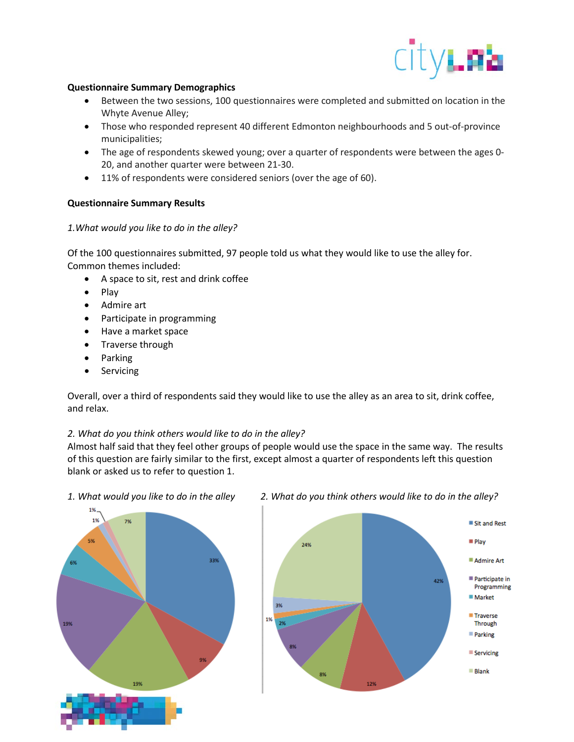**Questionnaire Summary Demographics**

- Between the two sessions, 100 questionnaires were completed and submitted on location in the Whyte Avenue Alley;
- Those who responded represent 40 different Edmonton neighbourhoods and 5 out-of-province municipalities;
- The age of respondents skewed young; over a quarter of respondents were between the ages 0-20, and another quarter were between 21-30.
- 11% of respondents were considered seniors (over the age of 60).

**Questionnaire Summary Results**

*1.What would you like to do in the alley?*

Of the 100 questionnaires submitted, 97 people told us what they would like to use the alley for. Common themes included:

- A space to sit, rest and drink coffee
- Play
- Admire art
- Participate in programming
- Have a market space
- Traverse through
- Parking
- Servicing

Overall, over a third of respondents said they would like to use the alley as an area to sit, drink coffee, and relax.

*2. What do you think others would like to do in the alley?*

Almost half said that they feel other groups of people would use the space in the same way. The results of this question are fairly similar to the first, except almost a quarter of respondents left this question blank or asked us to refer to question 1.

*1. What would you like to do in the alley*

| Category | % |
|---|---|
| Sit and Rest | 33% |
| Play | 9% |
| Admire Art | 19% |
| Participate in Programming | 19% |
| Market | 6% |
| Traverse Through | 5% |
| Parking | 1% |
| Servicing | 1% |
| Blank | 7% |

*2. What do you think others would like to do in the alley?*

| Category | % |
|---|---|
| Sit and Rest | 42% |
| Play | 12% |
| Admire Art | 8% |
| Participate in Programming | 8% |
| Market | 2% |
| Traverse Through | 1% |
| Parking | 3% |
| Blank | 24% |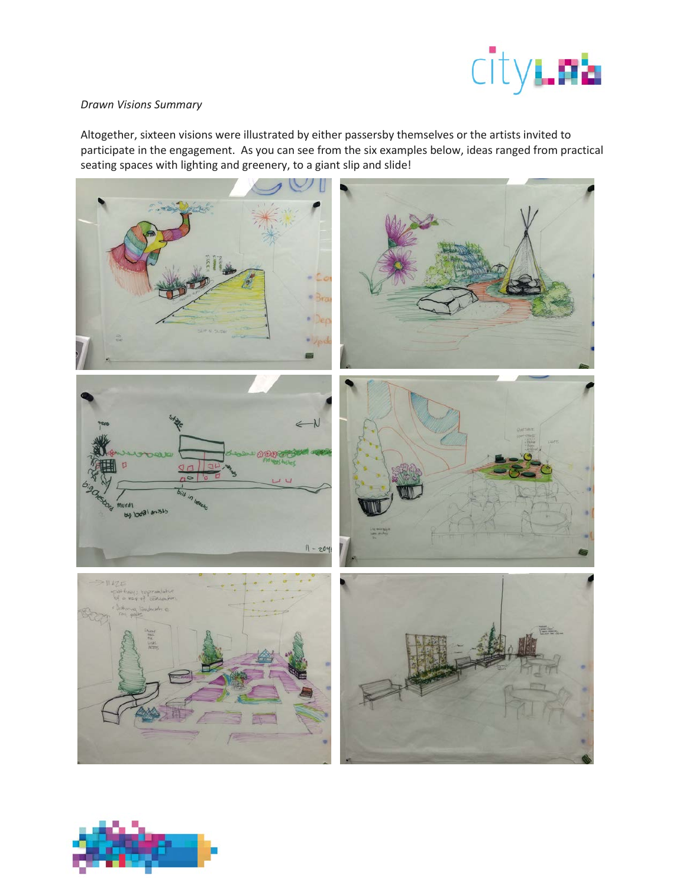*Drawn Visions Summary*

Altogether, sixteen visions were illustrated by either passersby themselves or the artists invited to participate in the engagement. As you can see from the six examples below, ideas ranged from practical seating spaces with lighting and greenery, to a giant slip and slide!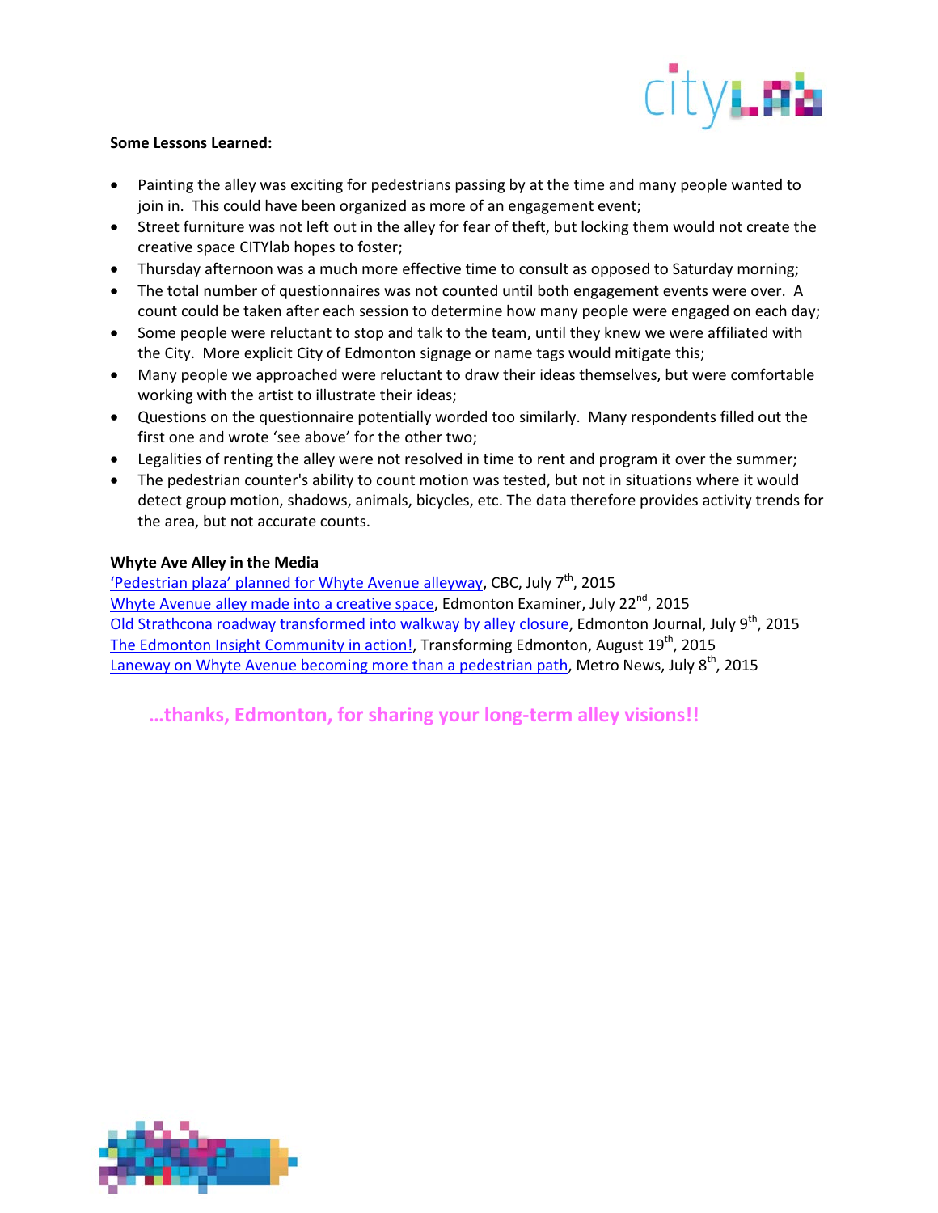**Some Lessons Learned:**

- Painting the alley was exciting for pedestrians passing by at the time and many people wanted to join in. This could have been organized as more of an engagement event;
- Street furniture was not left out in the alley for fear of theft, but locking them would not create the creative space CITYlab hopes to foster;
- Thursday afternoon was a much more effective time to consult as opposed to Saturday morning;
- The total number of questionnaires was not counted until both engagement events were over. A count could be taken after each session to determine how many people were engaged on each day;
- Some people were reluctant to stop and talk to the team, until they knew we were affiliated with the City. More explicit City of Edmonton signage or name tags would mitigate this;
- Many people we approached were reluctant to draw their ideas themselves, but were comfortable working with the artist to illustrate their ideas;
- Questions on the questionnaire potentially worded too similarly. Many respondents filled out the first one and wrote 'see above' for the other two;
- Legalities of renting the alley were not resolved in time to rent and program it over the summer;
- The pedestrian counter's ability to count motion was tested, but not in situations where it would detect group motion, shadows, animals, bicycles, etc. The data therefore provides activity trends for the area, but not accurate counts.

**Whyte Ave Alley in the Media**

'Pedestrian plaza' planned for Whyte Avenue alleyway, CBC, July 7th, 2015
Whyte Avenue alley made into a creative space, Edmonton Examiner, July 22nd, 2015
Old Strathcona roadway transformed into walkway by alley closure, Edmonton Journal, July 9th, 2015
The Edmonton Insight Community in action!, Transforming Edmonton, August 19th, 2015
Laneway on Whyte Avenue becoming more than a pedestrian path, Metro News, July 8th, 2015

**…thanks, Edmonton, for sharing your long-term alley visions!!**